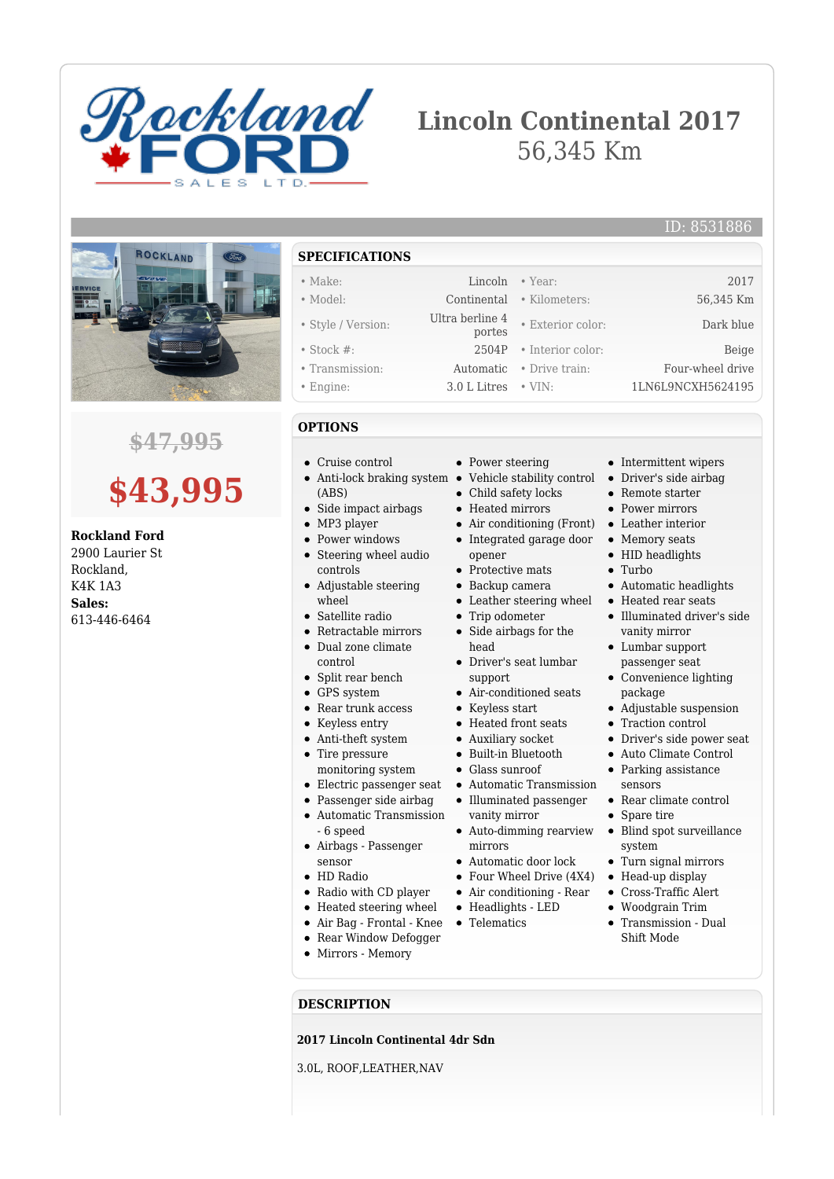# Lincoln Continental 2017

56,345 Km

ID: 8531886

~~$47,995~~

**$43,995**

**Rockland Ford**
2900 Laurier St
Rockland,
K4K 1A3
**Sales:**
613-446-6464

## SPECIFICATIONS

| | | | |
|---|---|---|---|
| • Make: | Lincoln | • Year: | 2017 |
| • Model: | Continental | • Kilometers: | 56,345 Km |
| • Style / Version: | Ultra berline 4 portes | • Exterior color: | Dark blue |
| • Stock #: | 2504P | • Interior color: | Beige |
| • Transmission: | Automatic | • Drive train: | Four-wheel drive |
| • Engine: | 3.0 L Litres | • VIN: | 1LN6L9NCXH5624195 |

## OPTIONS

- Cruise control
- Anti-lock braking system (ABS)
- Side impact airbags
- MP3 player
- Power windows
- Steering wheel audio controls
- Adjustable steering wheel
- Satellite radio
- Retractable mirrors
- Dual zone climate control
- Split rear bench
- GPS system
- Rear trunk access
- Keyless entry
- Anti-theft system
- Tire pressure monitoring system
- Electric passenger seat
- Passenger side airbag
- Automatic Transmission - 6 speed
- Airbags - Passenger sensor
- HD Radio
- Radio with CD player
- Heated steering wheel
- Air Bag - Frontal - Knee
- Rear Window Defogger
- Mirrors - Memory
- Power steering
- Vehicle stability control
- Child safety locks
- Heated mirrors
- Air conditioning (Front)
- Integrated garage door opener
- Protective mats
- Backup camera
- Leather steering wheel
- Trip odometer
- Side airbags for the head
- Driver's seat lumbar support
- Air-conditioned seats
- Keyless start
- Heated front seats
- Auxiliary socket
- Built-in Bluetooth
- Glass sunroof
- Automatic Transmission
- Illuminated passenger vanity mirror
- Auto-dimming rearview mirrors
- Automatic door lock
- Four Wheel Drive (4X4)
- Air conditioning - Rear
- Headlights - LED
- Telematics
- Intermittent wipers
- Driver's side airbag
- Remote starter
- Power mirrors
- Leather interior
- Memory seats
- HID headlights
- Turbo
- Automatic headlights
- Heated rear seats
- Illuminated driver's side vanity mirror
- Lumbar support passenger seat
- Convenience lighting package
- Adjustable suspension
- Traction control
- Driver's side power seat
- Auto Climate Control
- Parking assistance sensors
- Rear climate control
- Spare tire
- Blind spot surveillance system
- Turn signal mirrors
- Head-up display
- Cross-Traffic Alert
- Woodgrain Trim
- Transmission - Dual Shift Mode

## DESCRIPTION

**2017 Lincoln Continental 4dr Sdn**

3.0L, ROOF,LEATHER,NAV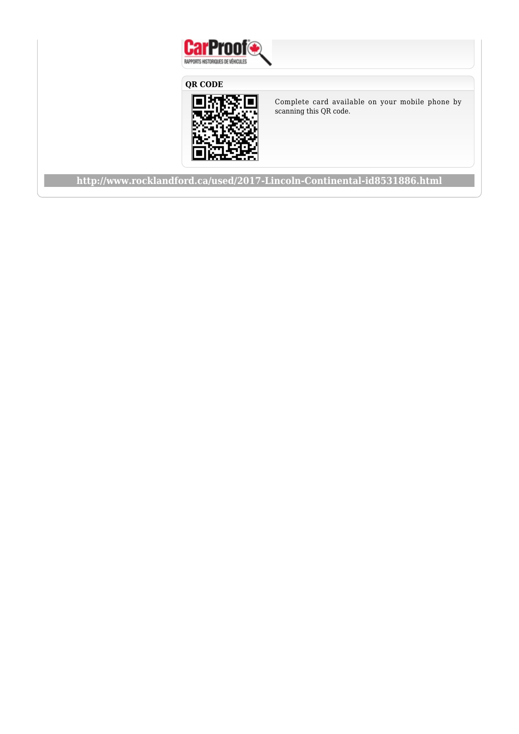CarProof
RAPPORTS HISTORIQUES DE VÉHICULES

## QR CODE

Complete card available on your mobile phone by scanning this QR code.

**http://www.rocklandford.ca/used/2017-Lincoln-Continental-id8531886.html**